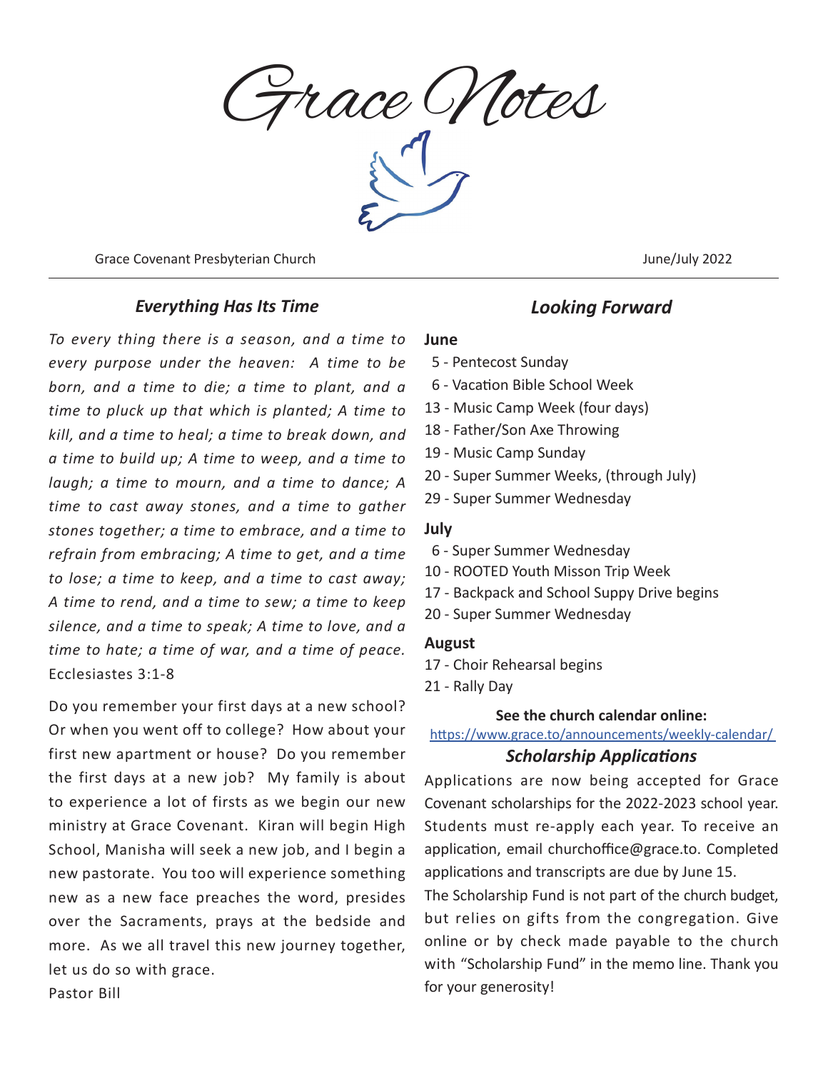# Grace Notes

Grace Covenant Presbyterian Church

June/July 2022

## *Everything Has Its Time*

*To every thing there is a season, and a time to every purpose under the heaven: A time to be born, and a time to die; a time to plant, and a time to pluck up that which is planted; A time to kill, and a time to heal; a time to break down, and a time to build up; A time to weep, and a time to laugh; a time to mourn, and a time to dance; A time to cast away stones, and a time to gather stones together; a time to embrace, and a time to refrain from embracing; A time to get, and a time to lose; a time to keep, and a time to cast away; A time to rend, and a time to sew; a time to keep silence, and a time to speak; A time to love, and a time to hate; a time of war, and a time of peace.* Ecclesiastes 3:1-8

Do you remember your first days at a new school? Or when you went off to college? How about your first new apartment or house? Do you remember the first days at a new job? My family is about to experience a lot of firsts as we begin our new ministry at Grace Covenant. Kiran will begin High School, Manisha will seek a new job, and I begin a new pastorate. You too will experience something new as a new face preaches the word, presides over the Sacraments, prays at the bedside and more. As we all travel this new journey together, let us do so with grace.

Pastor Bill

## *Looking Forward*

**June**

- 5 - Pentecost Sunday
- 6 - Vacation Bible School Week
- 13 - Music Camp Week (four days)
- 18 - Father/Son Axe Throwing
- 19 - Music Camp Sunday
- 20 - Super Summer Weeks, (through July)
- 29 - Super Summer Wednesday

**July**

- 6 - Super Summer Wednesday
- 10 - ROOTED Youth Misson Trip Week
- 17 - Backpack and School Suppy Drive begins
- 20 - Super Summer Wednesday

**August**

- 17 - Choir Rehearsal begins
- 21 - Rally Day

**See the church calendar online:**

https://www.grace.to/announcements/weekly-calendar/

## *Scholarship Applications*

Applications are now being accepted for Grace Covenant scholarships for the 2022-2023 school year. Students must re-apply each year. To receive an application, email churchoffice@grace.to. Completed applications and transcripts are due by June 15.

The Scholarship Fund is not part of the church budget, but relies on gifts from the congregation. Give online or by check made payable to the church with "Scholarship Fund" in the memo line. Thank you for your generosity!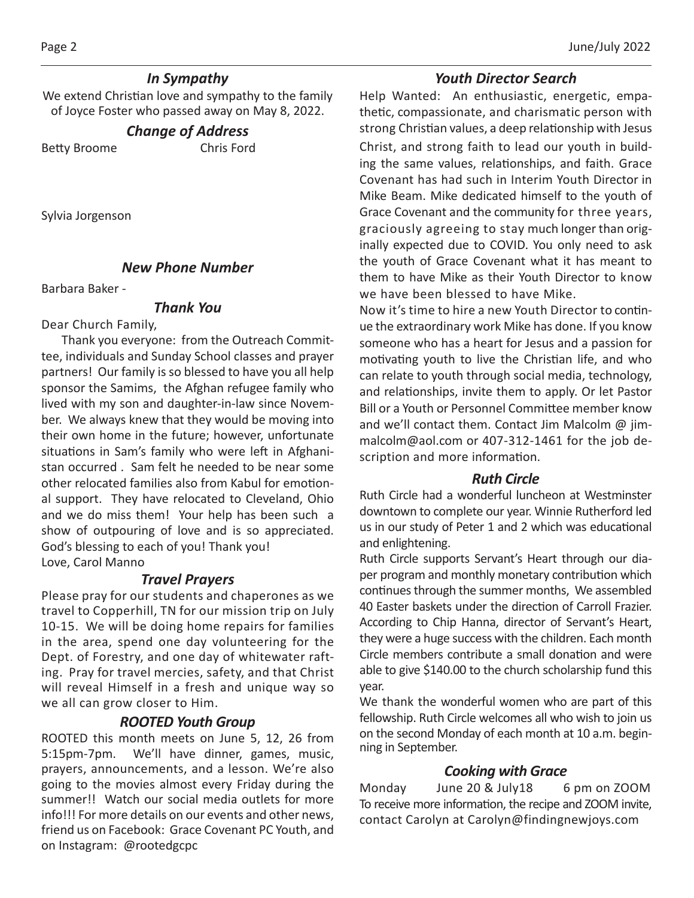### *In Sympathy*

We extend Christian love and sympathy to the family of Joyce Foster who passed away on May 8, 2022.

### *Change of Address*

Betty Broome

Chris Ford

Sylvia Jorgenson

### *New Phone Number*

Barbara Baker -

### *Thank You*

Dear Church Family,

Thank you everyone: from the Outreach Committee, individuals and Sunday School classes and prayer partners! Our family is so blessed to have you all help sponsor the Samims, the Afghan refugee family who lived with my son and daughter-in-law since November. We always knew that they would be moving into their own home in the future; however, unfortunate situations in Sam's family who were left in Afghanistan occurred . Sam felt he needed to be near some other relocated families also from Kabul for emotional support. They have relocated to Cleveland, Ohio and we do miss them! Your help has been such a show of outpouring of love and is so appreciated. God's blessing to each of you! Thank you!

Love, Carol Manno

### *Travel Prayers*

Please pray for our students and chaperones as we travel to Copperhill, TN for our mission trip on July 10-15. We will be doing home repairs for families in the area, spend one day volunteering for the Dept. of Forestry, and one day of whitewater rafting. Pray for travel mercies, safety, and that Christ will reveal Himself in a fresh and unique way so we all can grow closer to Him.

### *ROOTED Youth Group*

ROOTED this month meets on June 5, 12, 26 from 5:15pm-7pm. We'll have dinner, games, music, prayers, announcements, and a lesson. We're also going to the movies almost every Friday during the summer!! Watch our social media outlets for more info!!! For more details on our events and other news, friend us on Facebook: Grace Covenant PC Youth, and on Instagram: @rootedgcpc

### *Youth Director Search*

Help Wanted: An enthusiastic, energetic, empathetic, compassionate, and charismatic person with strong Christian values, a deep relationship with Jesus Christ, and strong faith to lead our youth in building the same values, relationships, and faith. Grace Covenant has had such in Interim Youth Director in Mike Beam. Mike dedicated himself to the youth of Grace Covenant and the community for three years, graciously agreeing to stay much longer than originally expected due to COVID. You only need to ask the youth of Grace Covenant what it has meant to them to have Mike as their Youth Director to know we have been blessed to have Mike.

Now it's time to hire a new Youth Director to continue the extraordinary work Mike has done. If you know someone who has a heart for Jesus and a passion for motivating youth to live the Christian life, and who can relate to youth through social media, technology, and relationships, invite them to apply. Or let Pastor Bill or a Youth or Personnel Committee member know and we'll contact them. Contact Jim Malcolm @ jimmalcolm@aol.com or 407-312-1461 for the job description and more information.

### *Ruth Circle*

Ruth Circle had a wonderful luncheon at Westminster downtown to complete our year. Winnie Rutherford led us in our study of Peter 1 and 2 which was educational and enlightening.

Ruth Circle supports Servant's Heart through our diaper program and monthly monetary contribution which continues through the summer months, We assembled 40 Easter baskets under the direction of Carroll Frazier. According to Chip Hanna, director of Servant's Heart, they were a huge success with the children. Each month Circle members contribute a small donation and were able to give $140.00 to the church scholarship fund this year.

We thank the wonderful women who are part of this fellowship. Ruth Circle welcomes all who wish to join us on the second Monday of each month at 10 a.m. beginning in September.

### *Cooking with Grace*

Monday June 20 & July18 6 pm on ZOOM

To receive more information, the recipe and ZOOM invite, contact Carolyn at Carolyn@findingnewjoys.com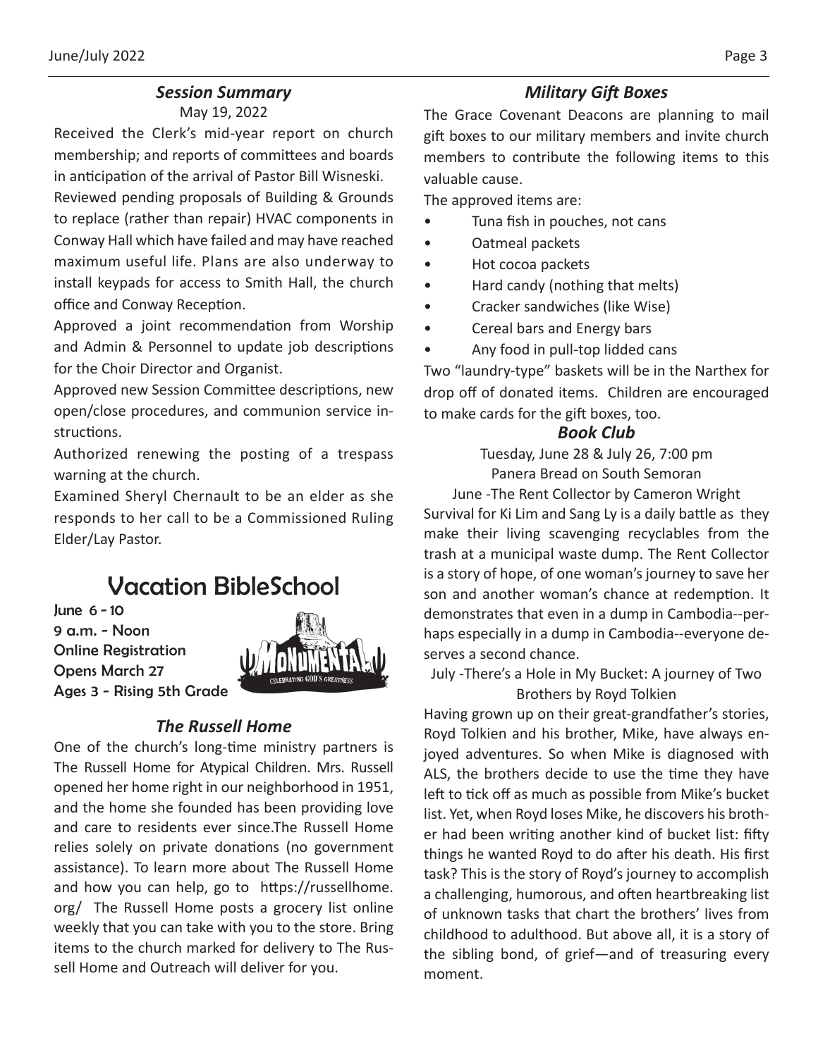### *Session Summary*

May 19, 2022

Received the Clerk's mid-year report on church membership; and reports of committees and boards in anticipation of the arrival of Pastor Bill Wisneski.

Reviewed pending proposals of Building & Grounds to replace (rather than repair) HVAC components in Conway Hall which have failed and may have reached maximum useful life. Plans are also underway to install keypads for access to Smith Hall, the church office and Conway Reception.

Approved a joint recommendation from Worship and Admin & Personnel to update job descriptions for the Choir Director and Organist.

Approved new Session Committee descriptions, new open/close procedures, and communion service instructions.

Authorized renewing the posting of a trespass warning at the church.

Examined Sheryl Chernault to be an elder as she responds to her call to be a Commissioned Ruling Elder/Lay Pastor.

## Vacation BibleSchool

June 6 - 10
9 a.m. - Noon
Online Registration
Opens March 27
Ages 3 - Rising 5th Grade

MONUMENTAL
CELEBRATING GOD'S GREATNESS

### *The Russell Home*

One of the church's long-time ministry partners is The Russell Home for Atypical Children. Mrs. Russell opened her home right in our neighborhood in 1951, and the home she founded has been providing love and care to residents ever since.The Russell Home relies solely on private donations (no government assistance). To learn more about The Russell Home and how you can help, go to https://russellhome.org/ The Russell Home posts a grocery list online weekly that you can take with you to the store. Bring items to the church marked for delivery to The Russell Home and Outreach will deliver for you.

### *Military Gift Boxes*

The Grace Covenant Deacons are planning to mail gift boxes to our military members and invite church members to contribute the following items to this valuable cause.

The approved items are:

- Tuna fish in pouches, not cans
- Oatmeal packets
- Hot cocoa packets
- Hard candy (nothing that melts)
- Cracker sandwiches (like Wise)
- Cereal bars and Energy bars
- Any food in pull-top lidded cans

Two "laundry-type" baskets will be in the Narthex for drop off of donated items. Children are encouraged to make cards for the gift boxes, too.

### *Book Club*

Tuesday, June 28 & July 26, 7:00 pm
Panera Bread on South Semoran

June -The Rent Collector by Cameron Wright

Survival for Ki Lim and Sang Ly is a daily battle as they make their living scavenging recyclables from the trash at a municipal waste dump. The Rent Collector is a story of hope, of one woman's journey to save her son and another woman's chance at redemption. It demonstrates that even in a dump in Cambodia--perhaps especially in a dump in Cambodia--everyone deserves a second chance.

July -There's a Hole in My Bucket: A journey of Two Brothers by Royd Tolkien

Having grown up on their great-grandfather's stories, Royd Tolkien and his brother, Mike, have always enjoyed adventures. So when Mike is diagnosed with ALS, the brothers decide to use the time they have left to tick off as much as possible from Mike's bucket list. Yet, when Royd loses Mike, he discovers his brother had been writing another kind of bucket list: fifty things he wanted Royd to do after his death. His first task? This is the story of Royd's journey to accomplish a challenging, humorous, and often heartbreaking list of unknown tasks that chart the brothers' lives from childhood to adulthood. But above all, it is a story of the sibling bond, of grief—and of treasuring every moment.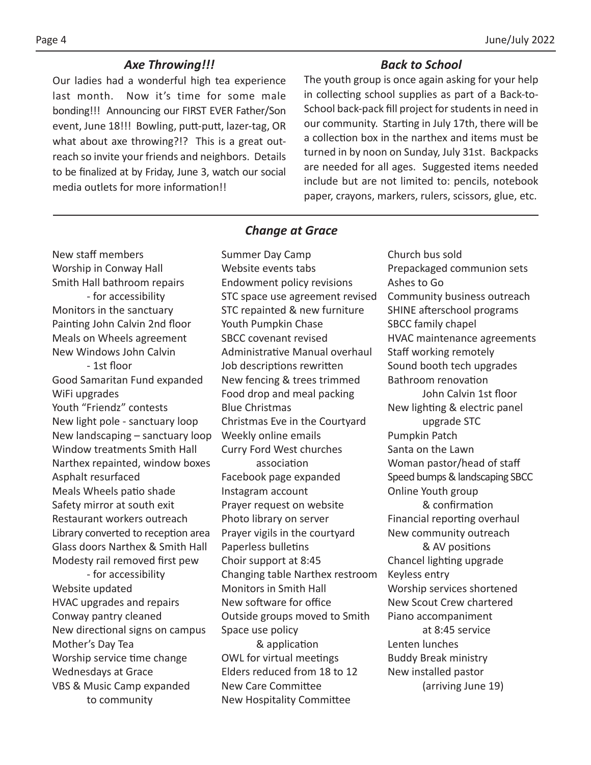### *Axe Throwing!!!*

Our ladies had a wonderful high tea experience last month. Now it's time for some male bonding!!! Announcing our FIRST EVER Father/Son event, June 18!!! Bowling, putt-putt, lazer-tag, OR what about axe throwing?!? This is a great outreach so invite your friends and neighbors. Details to be finalized at by Friday, June 3, watch our social media outlets for more information!!

### *Back to School*

The youth group is once again asking for your help in collecting school supplies as part of a Back-to-School back-pack fill project for students in need in our community. Starting in July 17th, there will be a collection box in the narthex and items must be turned in by noon on Sunday, July 31st. Backpacks are needed for all ages. Suggested items needed include but are not limited to: pencils, notebook paper, crayons, markers, rulers, scissors, glue, etc.

### *Change at Grace*

New staff members
Worship in Conway Hall
Smith Hall bathroom repairs
- for accessibility
Monitors in the sanctuary
Painting John Calvin 2nd floor
Meals on Wheels agreement
New Windows John Calvin
- 1st floor
Good Samaritan Fund expanded
WiFi upgrades
Youth "Friendz" contests
New light pole - sanctuary loop
New landscaping – sanctuary loop
Window treatments Smith Hall
Narthex repainted, window boxes
Asphalt resurfaced
Meals Wheels patio shade
Safety mirror at south exit
Restaurant workers outreach
Library converted to reception area
Glass doors Narthex & Smith Hall
Modesty rail removed first pew
- for accessibility
Website updated
HVAC upgrades and repairs
Conway pantry cleaned
New directional signs on campus
Mother's Day Tea
Worship service time change
Wednesdays at Grace
VBS & Music Camp expanded
to community

Summer Day Camp
Website events tabs
Endowment policy revisions
STC space use agreement revised
STC repainted & new furniture
Youth Pumpkin Chase
SBCC covenant revised
Administrative Manual overhaul
Job descriptions rewritten
New fencing & trees trimmed
Food drop and meal packing
Blue Christmas
Christmas Eve in the Courtyard
Weekly online emails
Curry Ford West churches
association
Facebook page expanded
Instagram account
Prayer request on website
Photo library on server
Prayer vigils in the courtyard
Paperless bulletins
Choir support at 8:45
Changing table Narthex restroom
Monitors in Smith Hall
New software for office
Outside groups moved to Smith
Space use policy
& application
OWL for virtual meetings
Elders reduced from 18 to 12
New Care Committee
New Hospitality Committee

Church bus sold
Prepackaged communion sets
Ashes to Go
Community business outreach
SHINE afterschool programs
SBCC family chapel
HVAC maintenance agreements
Staff working remotely
Sound booth tech upgrades
Bathroom renovation
John Calvin 1st floor
New lighting & electric panel
upgrade STC
Pumpkin Patch
Santa on the Lawn
Woman pastor/head of staff
Speed bumps & landscaping SBCC
Online Youth group
& confirmation
Financial reporting overhaul
New community outreach
& AV positions
Chancel lighting upgrade
Keyless entry
Worship services shortened
New Scout Crew chartered
Piano accompaniment
at 8:45 service
Lenten lunches
Buddy Break ministry
New installed pastor
(arriving June 19)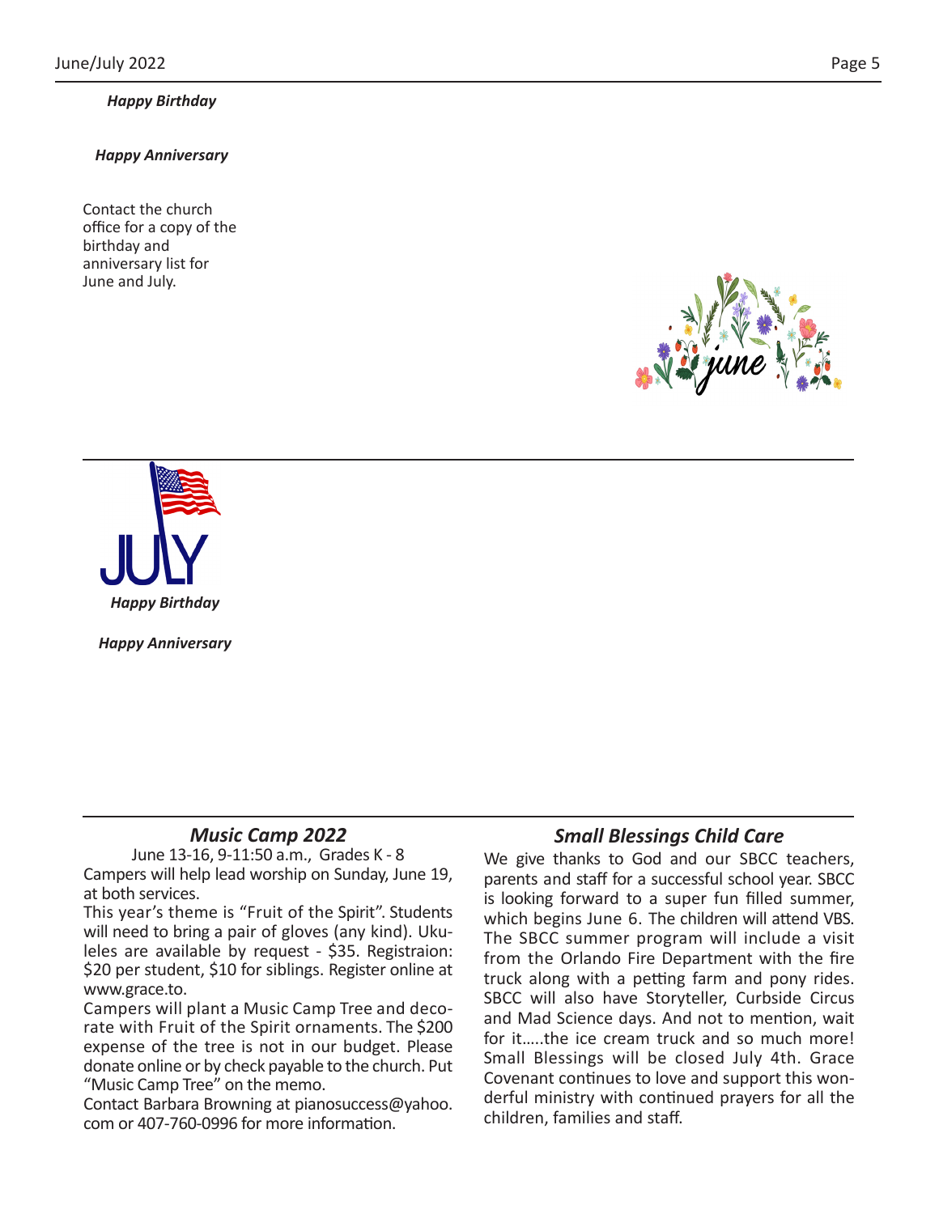***Happy Birthday***

***Happy Anniversary***

Contact the church office for a copy of the birthday and anniversary list for June and July.

june

JULY

***Happy Birthday***

***Happy Anniversary***

## *Music Camp 2022*

June 13-16, 9-11:50 a.m., Grades K - 8

Campers will help lead worship on Sunday, June 19, at both services.

This year's theme is "Fruit of the Spirit". Students will need to bring a pair of gloves (any kind). Ukuleles are available by request - $35. Registraion: $20 per student, $10 for siblings. Register online at www.grace.to.

Campers will plant a Music Camp Tree and decorate with Fruit of the Spirit ornaments. The $200 expense of the tree is not in our budget. Please donate online or by check payable to the church. Put "Music Camp Tree" on the memo.

Contact Barbara Browning at pianosuccess@yahoo.com or 407-760-0996 for more information.

## *Small Blessings Child Care*

We give thanks to God and our SBCC teachers, parents and staff for a successful school year. SBCC is looking forward to a super fun filled summer, which begins June 6. The children will attend VBS. The SBCC summer program will include a visit from the Orlando Fire Department with the fire truck along with a petting farm and pony rides. SBCC will also have Storyteller, Curbside Circus and Mad Science days. And not to mention, wait for it.....the ice cream truck and so much more! Small Blessings will be closed July 4th. Grace Covenant continues to love and support this wonderful ministry with continued prayers for all the children, families and staff.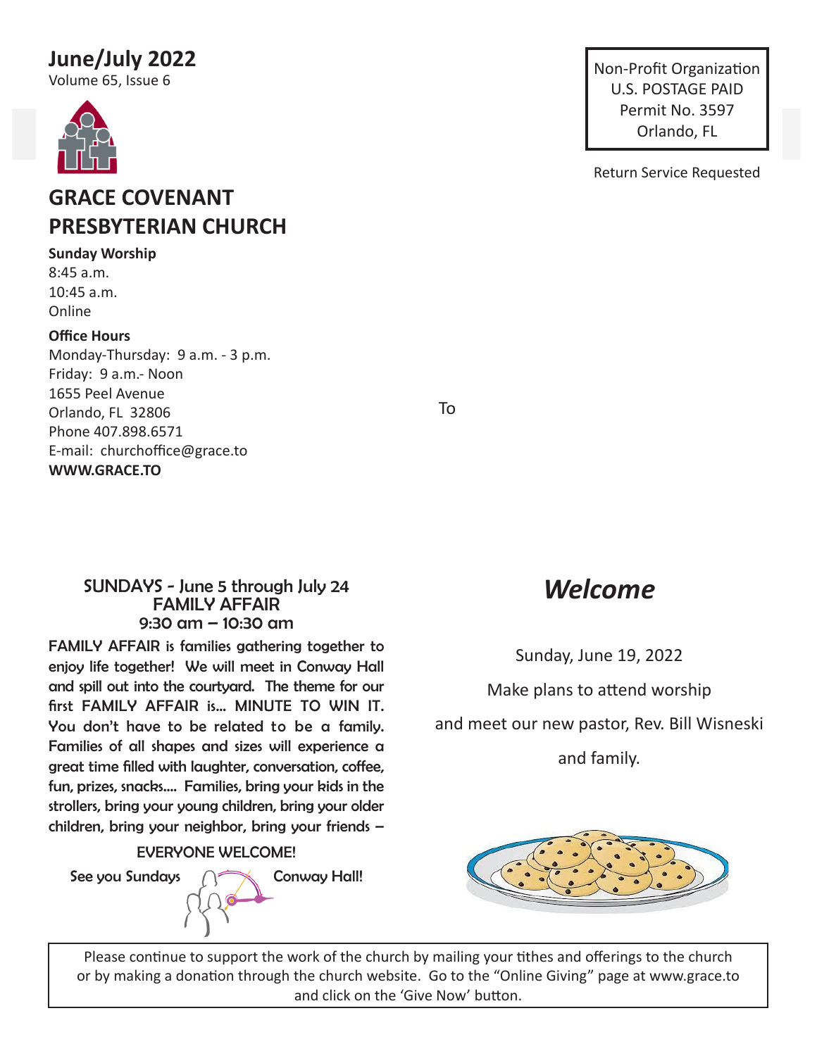**June/July 2022**
Volume 65, Issue 6

Non-Profit Organization
U.S. POSTAGE PAID
Permit No. 3597
Orlando, FL

Return Service Requested

## GRACE COVENANT PRESBYTERIAN CHURCH

**Sunday Worship**
8:45 a.m.
10:45 a.m.
Online

**Office Hours**
Monday-Thursday: 9 a.m. - 3 p.m.
Friday: 9 a.m.- Noon
1655 Peel Avenue
Orlando, FL 32806
Phone 407.898.6571
E-mail: churchoffice@grace.to
**WWW.GRACE.TO**

To

### SUNDAYS - June 5 through July 24
### FAMILY AFFAIR
### 9:30 am – 10:30 am

FAMILY AFFAIR is families gathering together to enjoy life together! We will meet in Conway Hall and spill out into the courtyard. The theme for our first FAMILY AFFAIR is… MINUTE TO WIN IT. You don't have to be related to be a family. Families of all shapes and sizes will experience a great time filled with laughter, conversation, coffee, fun, prizes, snacks…. Families, bring your kids in the strollers, bring your young children, bring your older children, bring your neighbor, bring your friends –

EVERYONE WELCOME!

See you Sundays Conway Hall!

## *Welcome*

Sunday, June 19, 2022

Make plans to attend worship

and meet our new pastor, Rev. Bill Wisneski

and family.

Please continue to support the work of the church by mailing your tithes and offerings to the church or by making a donation through the church website. Go to the "Online Giving" page at www.grace.to and click on the 'Give Now' button.